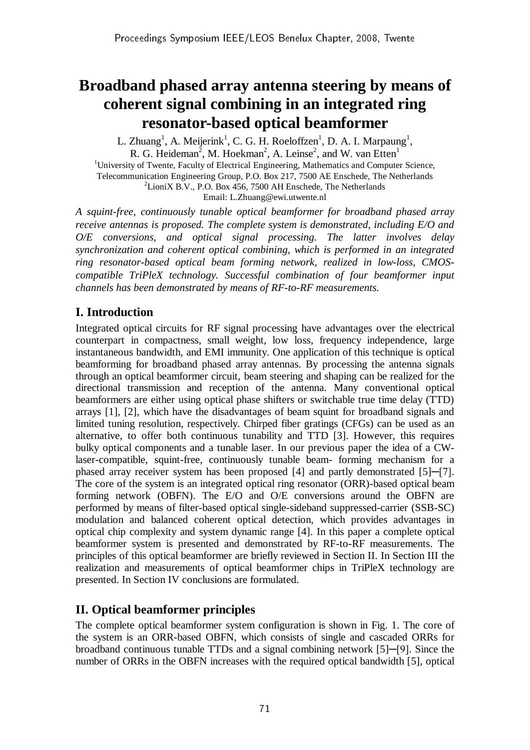# Broadband phased array antenna steering by means of coherent signal combining in an integrated ring resonator-based optical beamformer

L. Zhuang[1], A. Meijerink[1], C. G. H. Roeloffzen[1], D. A. I. Marpaung[1], R. G. Heideman[2], M. Hoekman[2], A. Leinse[2], and W. van Etten[1]

[1]University of Twente, Faculty of Electrical Engineering, Mathematics and Computer Science, Telecommunication Engineering Group, P.O. Box 217, 7500 AE Enschede, The Netherlands

[2]LioniX B.V., P.O. Box 456, 7500 AH Enschede, The Netherlands

Email: L.Zhuang@ewi.utwente.nl

*A squint-free, continuously tunable optical beamformer for broadband phased array receive antennas is proposed. The complete system is demonstrated, including E/O and O/E conversions, and optical signal processing. The latter involves delay synchronization and coherent optical combining, which is performed in an integrated ring resonator-based optical beam forming network, realized in low-loss, CMOS-compatible TriPleX technology. Successful combination of four beamformer input channels has been demonstrated by means of RF-to-RF measurements.*

## I. Introduction

Integrated optical circuits for RF signal processing have advantages over the electrical counterpart in compactness, small weight, low loss, frequency independence, large instantaneous bandwidth, and EMI immunity. One application of this technique is optical beamforming for broadband phased array antennas. By processing the antenna signals through an optical beamformer circuit, beam steering and shaping can be realized for the directional transmission and reception of the antenna. Many conventional optical beamformers are either using optical phase shifters or switchable true time delay (TTD) arrays [1], [2], which have the disadvantages of beam squint for broadband signals and limited tuning resolution, respectively. Chirped fiber gratings (CFGs) can be used as an alternative, to offer both continuous tunability and TTD [3]. However, this requires bulky optical components and a tunable laser. In our previous paper the idea of a CW-laser-compatible, squint-free, continuously tunable beam- forming mechanism for a phased array receiver system has been proposed [4] and partly demonstrated [5]─[7]. The core of the system is an integrated optical ring resonator (ORR)-based optical beam forming network (OBFN). The E/O and O/E conversions around the OBFN are performed by means of filter-based optical single-sideband suppressed-carrier (SSB-SC) modulation and balanced coherent optical detection, which provides advantages in optical chip complexity and system dynamic range [4]. In this paper a complete optical beamformer system is presented and demonstrated by RF-to-RF measurements. The principles of this optical beamformer are briefly reviewed in Section II. In Section III the realization and measurements of optical beamformer chips in TriPleX technology are presented. In Section IV conclusions are formulated.

## II. Optical beamformer principles

The complete optical beamformer system configuration is shown in Fig. 1. The core of the system is an ORR-based OBFN, which consists of single and cascaded ORRs for broadband continuous tunable TTDs and a signal combining network [5]─[9]. Since the number of ORRs in the OBFN increases with the required optical bandwidth [5], optical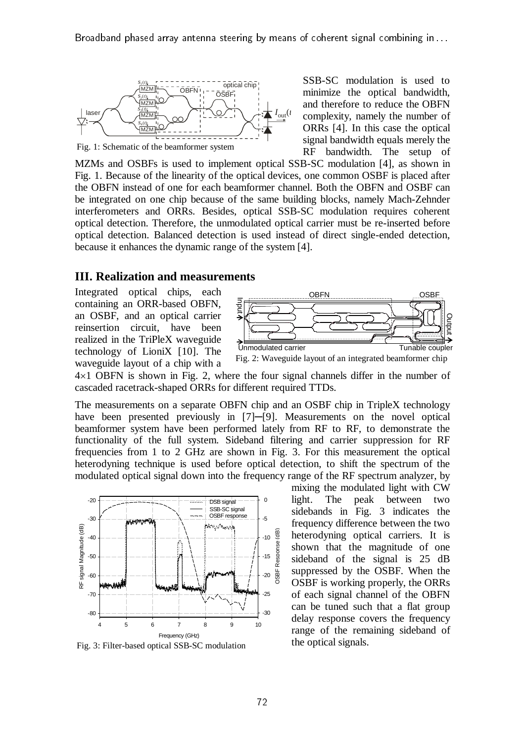Fig. 1: Schematic of the beamformer system

SSB-SC modulation is used to minimize the optical bandwidth, and therefore to reduce the OBFN complexity, namely the number of ORRs [4]. In this case the optical signal bandwidth equals merely the RF bandwidth. The setup of MZMs and OSBFs is used to implement optical SSB-SC modulation [4], as shown in Fig. 1. Because of the linearity of the optical devices, one common OSBF is placed after the OBFN instead of one for each beamformer channel. Both the OBFN and OSBF can be integrated on one chip because of the same building blocks, namely Mach-Zehnder interferometers and ORRs. Besides, optical SSB-SC modulation requires coherent optical detection. Therefore, the unmodulated optical carrier must be re-inserted before optical detection. Balanced detection is used instead of direct single-ended detection, because it enhances the dynamic range of the system [4].

## III. Realization and measurements

Integrated optical chips, each containing an ORR-based OBFN, an OSBF, and an optical carrier reinsertion circuit, have been realized in the TriPleX waveguide technology of LioniX [10]. The waveguide layout of a chip with a 4×1 OBFN is shown in Fig. 2, where the four signal channels differ in the number of cascaded racetrack-shaped ORRs for different required TTDs.

Fig. 2: Waveguide layout of an integrated beamformer chip

The measurements on a separate OBFN chip and an OSBF chip in TripleX technology have been presented previously in [7]–[9]. Measurements on the novel optical beamformer system have been performed lately from RF to RF, to demonstrate the functionality of the full system. Sideband filtering and carrier suppression for RF frequencies from 1 to 2 GHz are shown in Fig. 3. For this measurement the optical heterodyning technique is used before optical detection, to shift the spectrum of the modulated optical signal down into the frequency range of the RF spectrum analyzer, by mixing the modulated light with CW light. The peak between two sidebands in Fig. 3 indicates the frequency difference between the two heterodyning optical carriers. It is shown that the magnitude of one sideband of the signal is 25 dB suppressed by the OSBF. When the OSBF is working properly, the ORRs of each signal channel of the OBFN can be tuned such that a flat group delay response covers the frequency range of the remaining sideband of the optical signals.

Fig. 3: Filter-based optical SSB-SC modulation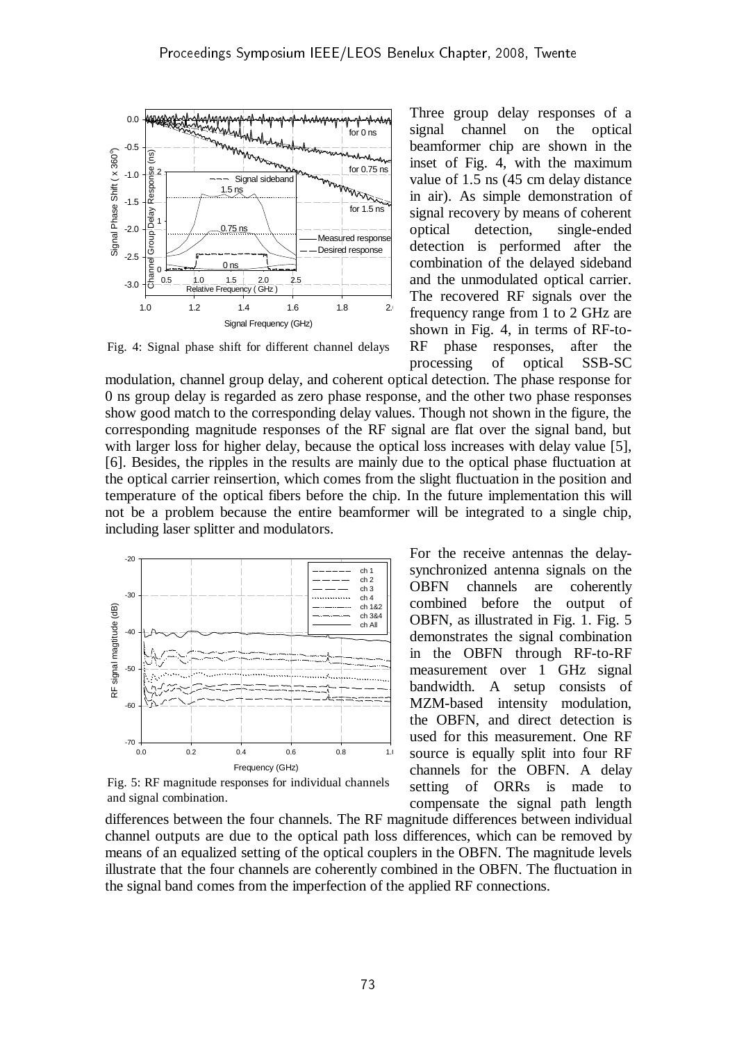Fig. 4: Signal phase shift for different channel delays

Three group delay responses of a signal channel on the optical beamformer chip are shown in the inset of Fig. 4, with the maximum value of 1.5 ns (45 cm delay distance in air). As simple demonstration of signal recovery by means of coherent optical detection, single-ended detection is performed after the combination of the delayed sideband and the unmodulated optical carrier. The recovered RF signals over the frequency range from 1 to 2 GHz are shown in Fig. 4, in terms of RF-to-RF phase responses, after the processing of optical SSB-SC modulation, channel group delay, and coherent optical detection. The phase response for 0 ns group delay is regarded as zero phase response, and the other two phase responses show good match to the corresponding delay values. Though not shown in the figure, the corresponding magnitude responses of the RF signal are flat over the signal band, but with larger loss for higher delay, because the optical loss increases with delay value [5], [6]. Besides, the ripples in the results are mainly due to the optical phase fluctuation at the optical carrier reinsertion, which comes from the slight fluctuation in the position and temperature of the optical fibers before the chip. In the future implementation this will not be a problem because the entire beamformer will be integrated to a single chip, including laser splitter and modulators.

Fig. 5: RF magnitude responses for individual channels and signal combination.

For the receive antennas the delay-synchronized antenna signals on the OBFN channels are coherently combined before the output of OBFN, as illustrated in Fig. 1. Fig. 5 demonstrates the signal combination in the OBFN through RF-to-RF measurement over 1 GHz signal bandwidth. A setup consists of MZM-based intensity modulation, the OBFN, and direct detection is used for this measurement. One RF source is equally split into four RF channels for the OBFN. A delay setting of ORRs is made to compensate the signal path length differences between the four channels. The RF magnitude differences between individual channel outputs are due to the optical path loss differences, which can be removed by means of an equalized setting of the optical couplers in the OBFN. The magnitude levels illustrate that the four channels are coherently combined in the OBFN. The fluctuation in the signal band comes from the imperfection of the applied RF connections.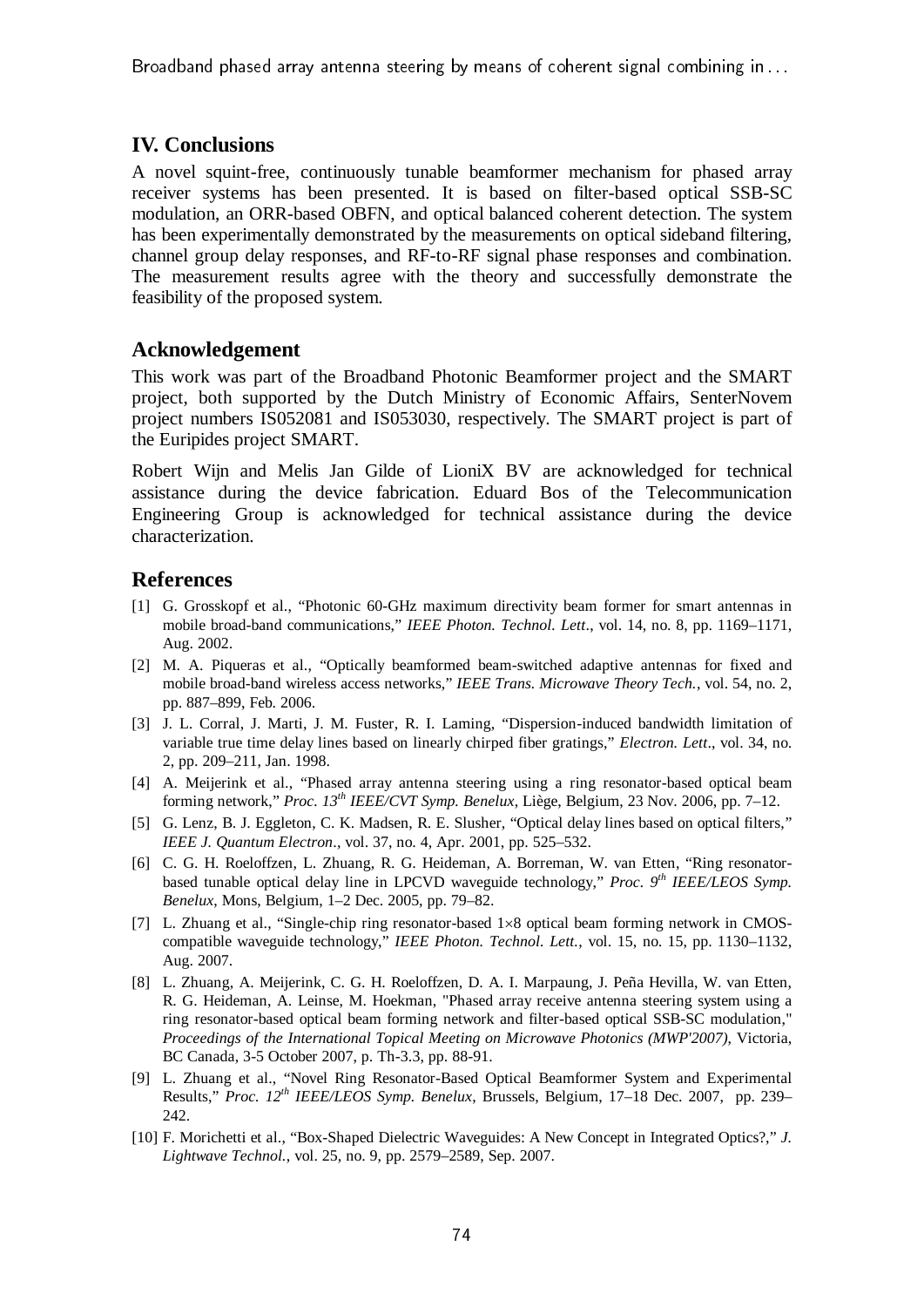## IV. Conclusions

A novel squint-free, continuously tunable beamformer mechanism for phased array receiver systems has been presented. It is based on filter-based optical SSB-SC modulation, an ORR-based OBFN, and optical balanced coherent detection. The system has been experimentally demonstrated by the measurements on optical sideband filtering, channel group delay responses, and RF-to-RF signal phase responses and combination. The measurement results agree with the theory and successfully demonstrate the feasibility of the proposed system.

## Acknowledgement

This work was part of the Broadband Photonic Beamformer project and the SMART project, both supported by the Dutch Ministry of Economic Affairs, SenterNovem project numbers IS052081 and IS053030, respectively. The SMART project is part of the Euripides project SMART.

Robert Wijn and Melis Jan Gilde of LioniX BV are acknowledged for technical assistance during the device fabrication. Eduard Bos of the Telecommunication Engineering Group is acknowledged for technical assistance during the device characterization.

## References

[1] G. Grosskopf et al., "Photonic 60-GHz maximum directivity beam former for smart antennas in mobile broad-band communications," *IEEE Photon. Technol. Lett*., vol. 14, no. 8, pp. 1169–1171, Aug. 2002.

[2] M. A. Piqueras et al., "Optically beamformed beam-switched adaptive antennas for fixed and mobile broad-band wireless access networks," *IEEE Trans. Microwave Theory Tech.*, vol. 54, no. 2, pp. 887–899, Feb. 2006.

[3] J. L. Corral, J. Marti, J. M. Fuster, R. I. Laming, "Dispersion-induced bandwidth limitation of variable true time delay lines based on linearly chirped fiber gratings," *Electron. Lett*., vol. 34, no. 2, pp. 209–211, Jan. 1998.

[4] A. Meijerink et al., "Phased array antenna steering using a ring resonator-based optical beam forming network," *Proc. 13th IEEE/CVT Symp. Benelux*, Liège, Belgium, 23 Nov. 2006, pp. 7–12.

[5] G. Lenz, B. J. Eggleton, C. K. Madsen, R. E. Slusher, "Optical delay lines based on optical filters," *IEEE J. Quantum Electron*., vol. 37, no. 4, Apr. 2001, pp. 525–532.

[6] C. G. H. Roeloffzen, L. Zhuang, R. G. Heideman, A. Borreman, W. van Etten, "Ring resonator-based tunable optical delay line in LPCVD waveguide technology," *Proc. 9th IEEE/LEOS Symp. Benelux*, Mons, Belgium, 1–2 Dec. 2005, pp. 79–82.

[7] L. Zhuang et al., "Single-chip ring resonator-based 1×8 optical beam forming network in CMOS-compatible waveguide technology," *IEEE Photon. Technol. Lett.*, vol. 15, no. 15, pp. 1130–1132, Aug. 2007.

[8] L. Zhuang, A. Meijerink, C. G. H. Roeloffzen, D. A. I. Marpaung, J. Peña Hevilla, W. van Etten, R. G. Heideman, A. Leinse, M. Hoekman, "Phased array receive antenna steering system using a ring resonator-based optical beam forming network and filter-based optical SSB-SC modulation," *Proceedings of the International Topical Meeting on Microwave Photonics (MWP'2007)*, Victoria, BC Canada, 3-5 October 2007, p. Th-3.3, pp. 88-91.

[9] L. Zhuang et al., "Novel Ring Resonator-Based Optical Beamformer System and Experimental Results," *Proc. 12th IEEE/LEOS Symp. Benelux*, Brussels, Belgium, 17–18 Dec. 2007, pp. 239–242.

[10] F. Morichetti et al., "Box-Shaped Dielectric Waveguides: A New Concept in Integrated Optics?," *J. Lightwave Technol.*, vol. 25, no. 9, pp. 2579–2589, Sep. 2007.